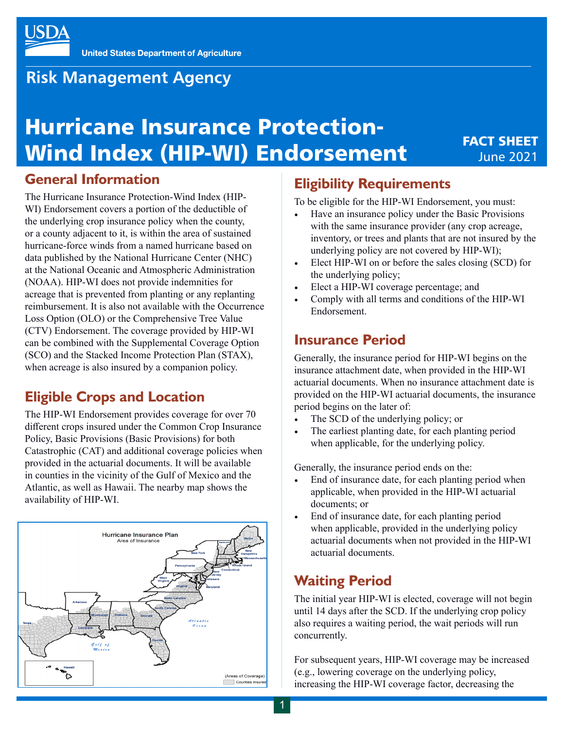USDA

United States Department of Agriculture

## Risk Management Agency

# Hurricane Insurance Protection-Wind Index (HIP-WI) Endorsement

**FACT SHEET**
June 2021

## General Information

The Hurricane Insurance Protection-Wind Index (HIP-WI) Endorsement covers a portion of the deductible of the underlying crop insurance policy when the county, or a county adjacent to it, is within the area of sustained hurricane-force winds from a named hurricane based on data published by the National Hurricane Center (NHC) at the National Oceanic and Atmospheric Administration (NOAA). HIP-WI does not provide indemnities for acreage that is prevented from planting or any replanting reimbursement. It is also not available with the Occurrence Loss Option (OLO) or the Comprehensive Tree Value (CTV) Endorsement. The coverage provided by HIP-WI can be combined with the Supplemental Coverage Option (SCO) and the Stacked Income Protection Plan (STAX), when acreage is also insured by a companion policy.

## Eligible Crops and Location

The HIP-WI Endorsement provides coverage for over 70 different crops insured under the Common Crop Insurance Policy, Basic Provisions (Basic Provisions) for both Catastrophic (CAT) and additional coverage policies when provided in the actuarial documents. It will be available in counties in the vicinity of the Gulf of Mexico and the Atlantic, as well as Hawaii. The nearby map shows the availability of HIP-WI.

Hurricane Insurance Plan
Area of Insurance

(Areas of Coverage)
Counties Insured

## Eligibility Requirements

To be eligible for the HIP-WI Endorsement, you must:

- Have an insurance policy under the Basic Provisions with the same insurance provider (any crop acreage, inventory, or trees and plants that are not insured by the underlying policy are not covered by HIP-WI);
- Elect HIP-WI on or before the sales closing (SCD) for the underlying policy;
- Elect a HIP-WI coverage percentage; and
- Comply with all terms and conditions of the HIP-WI Endorsement.

## Insurance Period

Generally, the insurance period for HIP-WI begins on the insurance attachment date, when provided in the HIP-WI actuarial documents. When no insurance attachment date is provided on the HIP-WI actuarial documents, the insurance period begins on the later of:

- The SCD of the underlying policy; or
- The earliest planting date, for each planting period when applicable, for the underlying policy.

Generally, the insurance period ends on the:

- End of insurance date, for each planting period when applicable, when provided in the HIP-WI actuarial documents; or
- End of insurance date, for each planting period when applicable, provided in the underlying policy actuarial documents when not provided in the HIP-WI actuarial documents.

## Waiting Period

The initial year HIP-WI is elected, coverage will not begin until 14 days after the SCD. If the underlying crop policy also requires a waiting period, the wait periods will run concurrently.

For subsequent years, HIP-WI coverage may be increased (e.g., lowering coverage on the underlying policy, increasing the HIP-WI coverage factor, decreasing the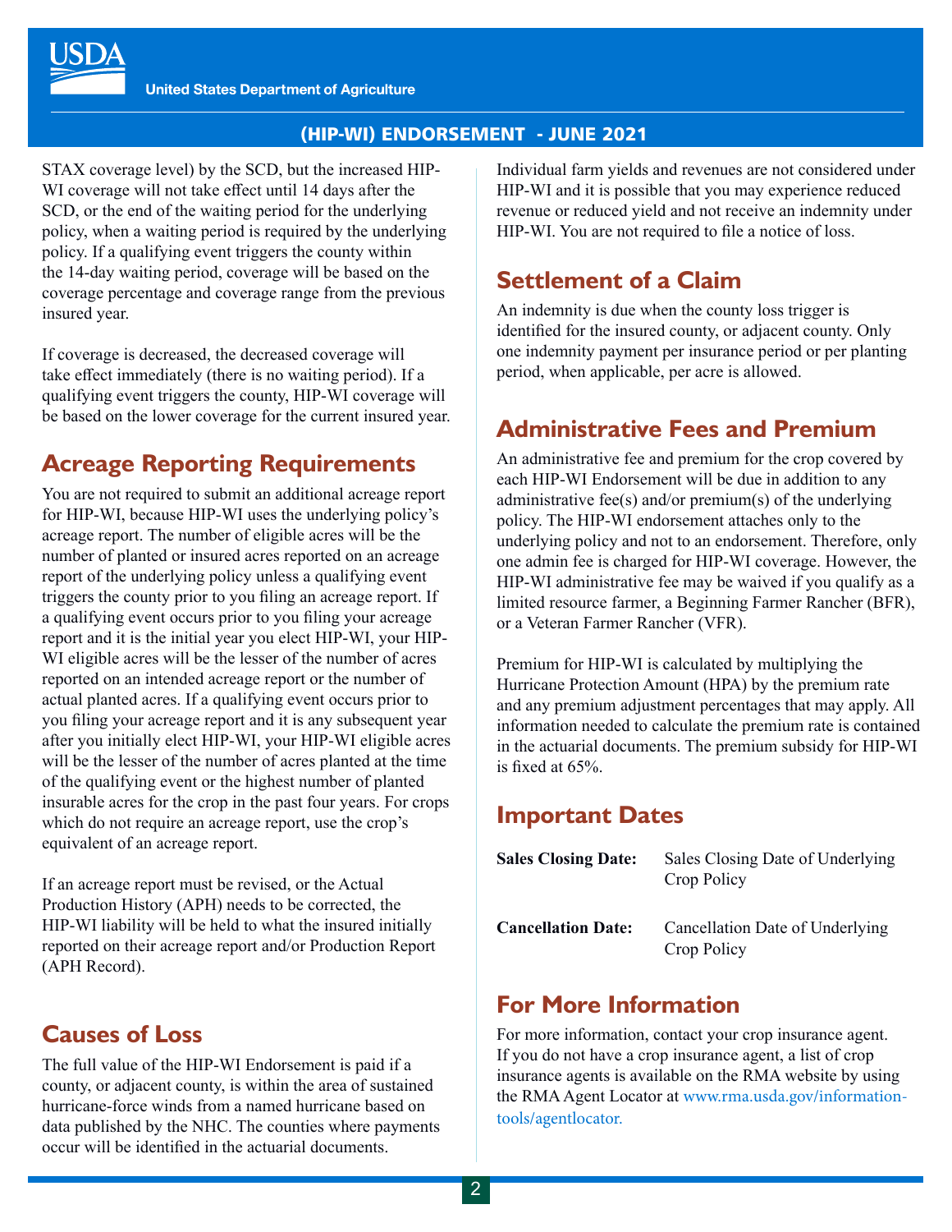STAX coverage level) by the SCD, but the increased HIP-WI coverage will not take effect until 14 days after the SCD, or the end of the waiting period for the underlying policy, when a waiting period is required by the underlying policy. If a qualifying event triggers the county within the 14-day waiting period, coverage will be based on the coverage percentage and coverage range from the previous insured year.

If coverage is decreased, the decreased coverage will take effect immediately (there is no waiting period). If a qualifying event triggers the county, HIP-WI coverage will be based on the lower coverage for the current insured year.

## Acreage Reporting Requirements

You are not required to submit an additional acreage report for HIP-WI, because HIP-WI uses the underlying policy's acreage report. The number of eligible acres will be the number of planted or insured acres reported on an acreage report of the underlying policy unless a qualifying event triggers the county prior to you filing an acreage report. If a qualifying event occurs prior to you filing your acreage report and it is the initial year you elect HIP-WI, your HIP-WI eligible acres will be the lesser of the number of acres reported on an intended acreage report or the number of actual planted acres. If a qualifying event occurs prior to you filing your acreage report and it is any subsequent year after you initially elect HIP-WI, your HIP-WI eligible acres will be the lesser of the number of acres planted at the time of the qualifying event or the highest number of planted insurable acres for the crop in the past four years. For crops which do not require an acreage report, use the crop's equivalent of an acreage report.

If an acreage report must be revised, or the Actual Production History (APH) needs to be corrected, the HIP-WI liability will be held to what the insured initially reported on their acreage report and/or Production Report (APH Record).

## Causes of Loss

The full value of the HIP-WI Endorsement is paid if a county, or adjacent county, is within the area of sustained hurricane-force winds from a named hurricane based on data published by the NHC. The counties where payments occur will be identified in the actuarial documents.

Individual farm yields and revenues are not considered under HIP-WI and it is possible that you may experience reduced revenue or reduced yield and not receive an indemnity under HIP-WI. You are not required to file a notice of loss.

## Settlement of a Claim

An indemnity is due when the county loss trigger is identified for the insured county, or adjacent county. Only one indemnity payment per insurance period or per planting period, when applicable, per acre is allowed.

## Administrative Fees and Premium

An administrative fee and premium for the crop covered by each HIP-WI Endorsement will be due in addition to any administrative fee(s) and/or premium(s) of the underlying policy. The HIP-WI endorsement attaches only to the underlying policy and not to an endorsement. Therefore, only one admin fee is charged for HIP-WI coverage. However, the HIP-WI administrative fee may be waived if you qualify as a limited resource farmer, a Beginning Farmer Rancher (BFR), or a Veteran Farmer Rancher (VFR).

Premium for HIP-WI is calculated by multiplying the Hurricane Protection Amount (HPA) by the premium rate and any premium adjustment percentages that may apply. All information needed to calculate the premium rate is contained in the actuarial documents. The premium subsidy for HIP-WI is fixed at 65%.

## Important Dates

| | |
|---|---|
| **Sales Closing Date:** | Sales Closing Date of Underlying Crop Policy |
| **Cancellation Date:** | Cancellation Date of Underlying Crop Policy |

## For More Information

For more information, contact your crop insurance agent. If you do not have a crop insurance agent, a list of crop insurance agents is available on the RMA website by using the RMA Agent Locator at www.rma.usda.gov/information-tools/agentlocator.